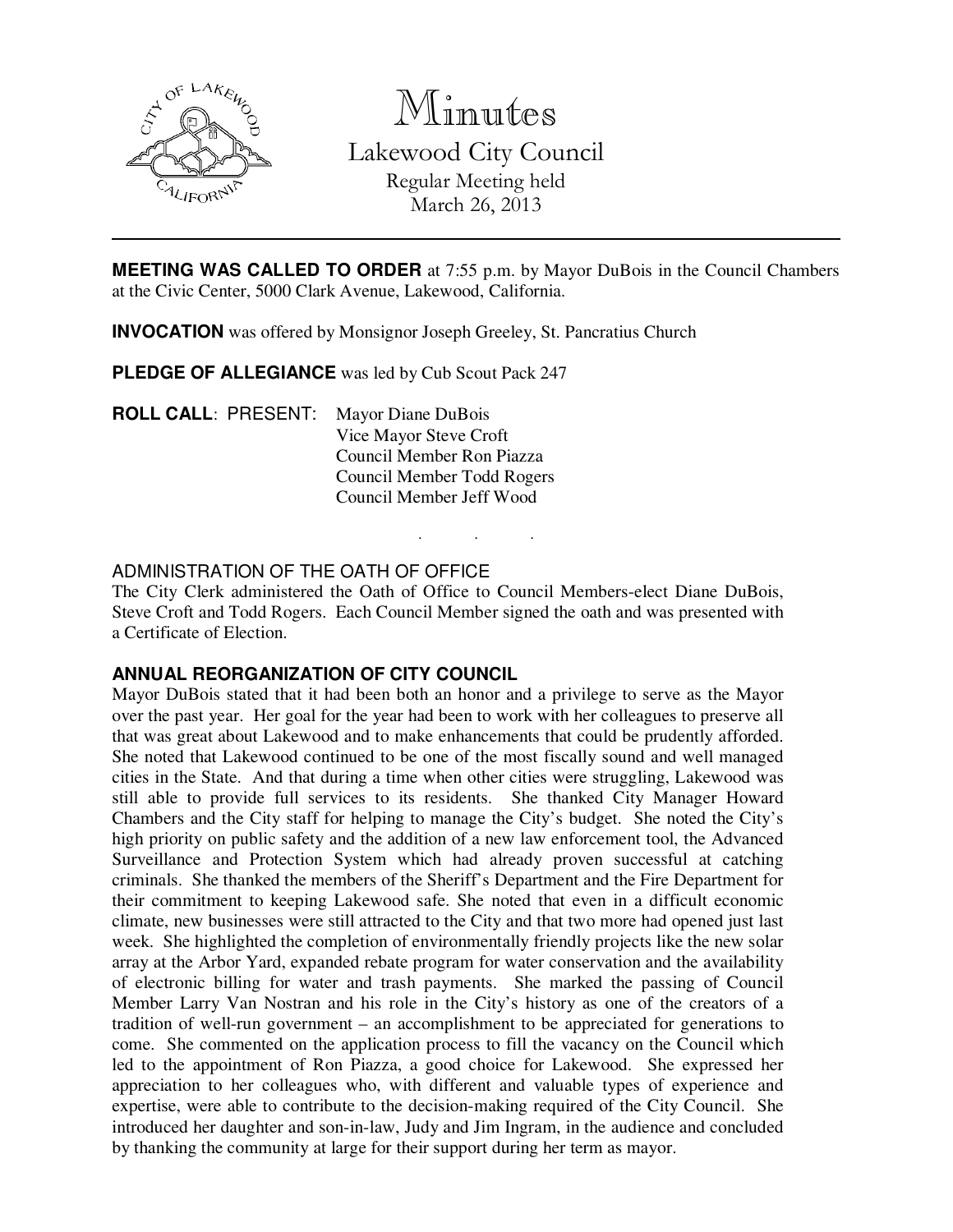# Minutes

## Lakewood City Council

Regular Meeting held
March 26, 2013

---

**MEETING WAS CALLED TO ORDER** at 7:55 p.m. by Mayor DuBois in the Council Chambers at the Civic Center, 5000 Clark Avenue, Lakewood, California.

**INVOCATION** was offered by Monsignor Joseph Greeley, St. Pancratius Church

**PLEDGE OF ALLEGIANCE** was led by Cub Scout Pack 247

**ROLL CALL**: PRESENT: Mayor Diane DuBois
Vice Mayor Steve Croft
Council Member Ron Piazza
Council Member Todd Rogers
Council Member Jeff Wood

. . .

ADMINISTRATION OF THE OATH OF OFFICE
The City Clerk administered the Oath of Office to Council Members-elect Diane DuBois, Steve Croft and Todd Rogers. Each Council Member signed the oath and was presented with a Certificate of Election.

**ANNUAL REORGANIZATION OF CITY COUNCIL**
Mayor DuBois stated that it had been both an honor and a privilege to serve as the Mayor over the past year. Her goal for the year had been to work with her colleagues to preserve all that was great about Lakewood and to make enhancements that could be prudently afforded. She noted that Lakewood continued to be one of the most fiscally sound and well managed cities in the State. And that during a time when other cities were struggling, Lakewood was still able to provide full services to its residents. She thanked City Manager Howard Chambers and the City staff for helping to manage the City's budget. She noted the City's high priority on public safety and the addition of a new law enforcement tool, the Advanced Surveillance and Protection System which had already proven successful at catching criminals. She thanked the members of the Sheriff's Department and the Fire Department for their commitment to keeping Lakewood safe. She noted that even in a difficult economic climate, new businesses were still attracted to the City and that two more had opened just last week. She highlighted the completion of environmentally friendly projects like the new solar array at the Arbor Yard, expanded rebate program for water conservation and the availability of electronic billing for water and trash payments. She marked the passing of Council Member Larry Van Nostran and his role in the City's history as one of the creators of a tradition of well-run government – an accomplishment to be appreciated for generations to come. She commented on the application process to fill the vacancy on the Council which led to the appointment of Ron Piazza, a good choice for Lakewood. She expressed her appreciation to her colleagues who, with different and valuable types of experience and expertise, were able to contribute to the decision-making required of the City Council. She introduced her daughter and son-in-law, Judy and Jim Ingram, in the audience and concluded by thanking the community at large for their support during her term as mayor.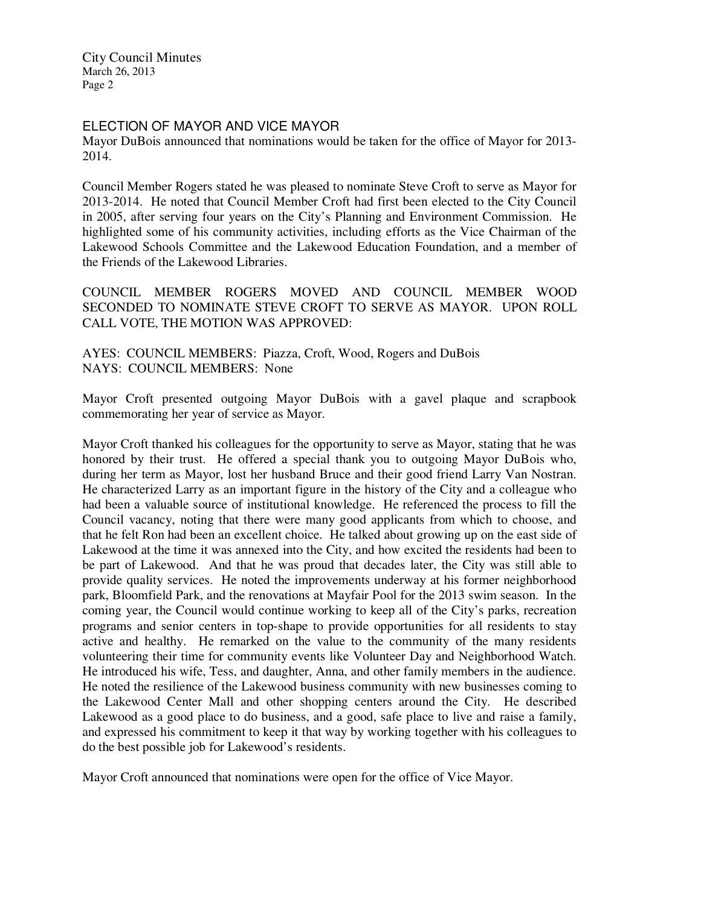## ELECTION OF MAYOR AND VICE MAYOR

Mayor DuBois announced that nominations would be taken for the office of Mayor for 2013-2014.

Council Member Rogers stated he was pleased to nominate Steve Croft to serve as Mayor for 2013-2014. He noted that Council Member Croft had first been elected to the City Council in 2005, after serving four years on the City's Planning and Environment Commission. He highlighted some of his community activities, including efforts as the Vice Chairman of the Lakewood Schools Committee and the Lakewood Education Foundation, and a member of the Friends of the Lakewood Libraries.

COUNCIL MEMBER ROGERS MOVED AND COUNCIL MEMBER WOOD SECONDED TO NOMINATE STEVE CROFT TO SERVE AS MAYOR. UPON ROLL CALL VOTE, THE MOTION WAS APPROVED:

AYES: COUNCIL MEMBERS: Piazza, Croft, Wood, Rogers and DuBois
NAYS: COUNCIL MEMBERS: None

Mayor Croft presented outgoing Mayor DuBois with a gavel plaque and scrapbook commemorating her year of service as Mayor.

Mayor Croft thanked his colleagues for the opportunity to serve as Mayor, stating that he was honored by their trust. He offered a special thank you to outgoing Mayor DuBois who, during her term as Mayor, lost her husband Bruce and their good friend Larry Van Nostran. He characterized Larry as an important figure in the history of the City and a colleague who had been a valuable source of institutional knowledge. He referenced the process to fill the Council vacancy, noting that there were many good applicants from which to choose, and that he felt Ron had been an excellent choice. He talked about growing up on the east side of Lakewood at the time it was annexed into the City, and how excited the residents had been to be part of Lakewood. And that he was proud that decades later, the City was still able to provide quality services. He noted the improvements underway at his former neighborhood park, Bloomfield Park, and the renovations at Mayfair Pool for the 2013 swim season. In the coming year, the Council would continue working to keep all of the City's parks, recreation programs and senior centers in top-shape to provide opportunities for all residents to stay active and healthy. He remarked on the value to the community of the many residents volunteering their time for community events like Volunteer Day and Neighborhood Watch. He introduced his wife, Tess, and daughter, Anna, and other family members in the audience. He noted the resilience of the Lakewood business community with new businesses coming to the Lakewood Center Mall and other shopping centers around the City. He described Lakewood as a good place to do business, and a good, safe place to live and raise a family, and expressed his commitment to keep it that way by working together with his colleagues to do the best possible job for Lakewood's residents.

Mayor Croft announced that nominations were open for the office of Vice Mayor.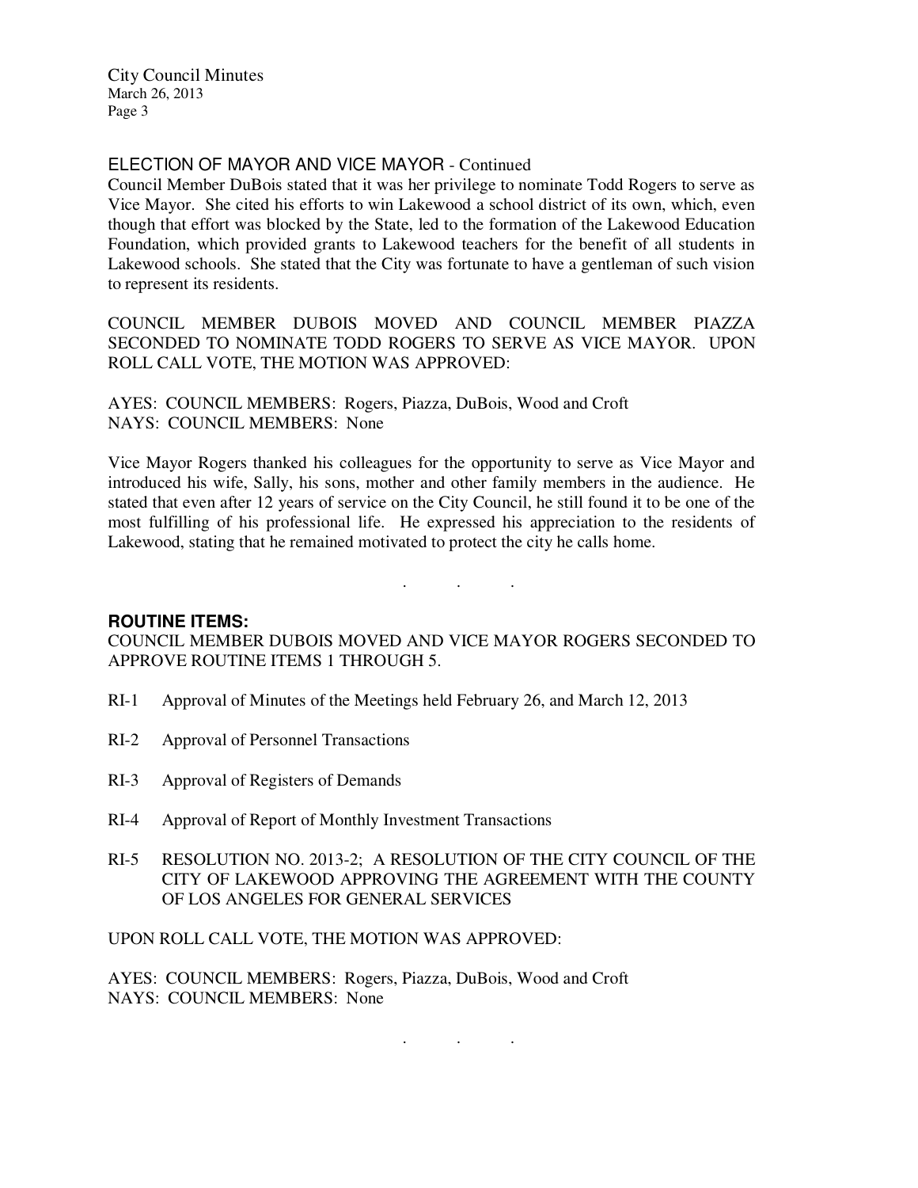## ELECTION OF MAYOR AND VICE MAYOR - Continued

Council Member DuBois stated that it was her privilege to nominate Todd Rogers to serve as Vice Mayor. She cited his efforts to win Lakewood a school district of its own, which, even though that effort was blocked by the State, led to the formation of the Lakewood Education Foundation, which provided grants to Lakewood teachers for the benefit of all students in Lakewood schools. She stated that the City was fortunate to have a gentleman of such vision to represent its residents.

COUNCIL MEMBER DUBOIS MOVED AND COUNCIL MEMBER PIAZZA SECONDED TO NOMINATE TODD ROGERS TO SERVE AS VICE MAYOR. UPON ROLL CALL VOTE, THE MOTION WAS APPROVED:

AYES: COUNCIL MEMBERS: Rogers, Piazza, DuBois, Wood and Croft
NAYS: COUNCIL MEMBERS: None

Vice Mayor Rogers thanked his colleagues for the opportunity to serve as Vice Mayor and introduced his wife, Sally, his sons, mother and other family members in the audience. He stated that even after 12 years of service on the City Council, he still found it to be one of the most fulfilling of his professional life. He expressed his appreciation to the residents of Lakewood, stating that he remained motivated to protect the city he calls home.

. . .

## ROUTINE ITEMS:

COUNCIL MEMBER DUBOIS MOVED AND VICE MAYOR ROGERS SECONDED TO APPROVE ROUTINE ITEMS 1 THROUGH 5.

RI-1 Approval of Minutes of the Meetings held February 26, and March 12, 2013

RI-2 Approval of Personnel Transactions

RI-3 Approval of Registers of Demands

RI-4 Approval of Report of Monthly Investment Transactions

RI-5 RESOLUTION NO. 2013-2; A RESOLUTION OF THE CITY COUNCIL OF THE CITY OF LAKEWOOD APPROVING THE AGREEMENT WITH THE COUNTY OF LOS ANGELES FOR GENERAL SERVICES

UPON ROLL CALL VOTE, THE MOTION WAS APPROVED:

AYES: COUNCIL MEMBERS: Rogers, Piazza, DuBois, Wood and Croft
NAYS: COUNCIL MEMBERS: None

. . .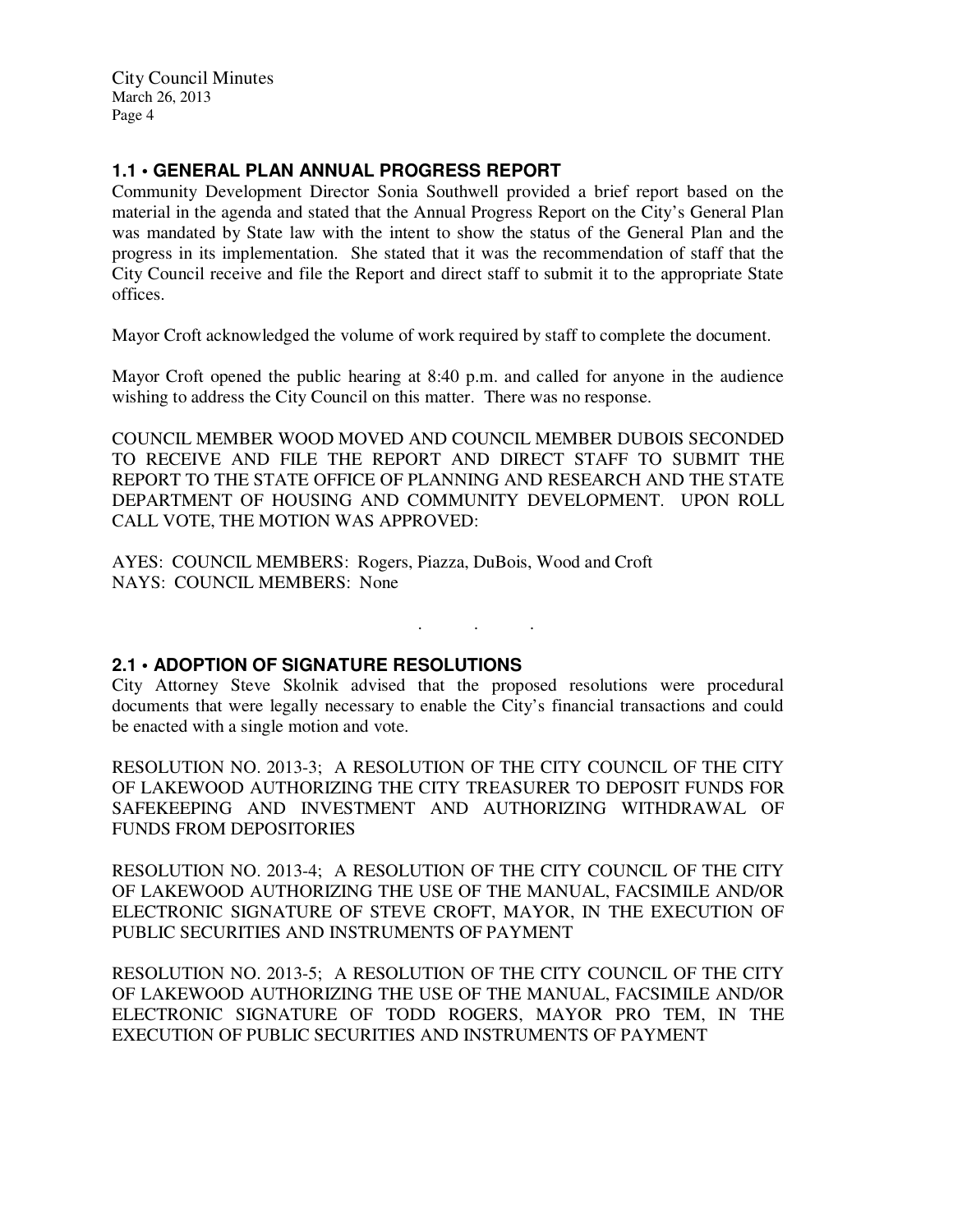## 1.1 • GENERAL PLAN ANNUAL PROGRESS REPORT

Community Development Director Sonia Southwell provided a brief report based on the material in the agenda and stated that the Annual Progress Report on the City's General Plan was mandated by State law with the intent to show the status of the General Plan and the progress in its implementation. She stated that it was the recommendation of staff that the City Council receive and file the Report and direct staff to submit it to the appropriate State offices.

Mayor Croft acknowledged the volume of work required by staff to complete the document.

Mayor Croft opened the public hearing at 8:40 p.m. and called for anyone in the audience wishing to address the City Council on this matter. There was no response.

COUNCIL MEMBER WOOD MOVED AND COUNCIL MEMBER DUBOIS SECONDED TO RECEIVE AND FILE THE REPORT AND DIRECT STAFF TO SUBMIT THE REPORT TO THE STATE OFFICE OF PLANNING AND RESEARCH AND THE STATE DEPARTMENT OF HOUSING AND COMMUNITY DEVELOPMENT. UPON ROLL CALL VOTE, THE MOTION WAS APPROVED:

AYES: COUNCIL MEMBERS: Rogers, Piazza, DuBois, Wood and Croft
NAYS: COUNCIL MEMBERS: None

. . .

## 2.1 • ADOPTION OF SIGNATURE RESOLUTIONS

City Attorney Steve Skolnik advised that the proposed resolutions were procedural documents that were legally necessary to enable the City's financial transactions and could be enacted with a single motion and vote.

RESOLUTION NO. 2013-3; A RESOLUTION OF THE CITY COUNCIL OF THE CITY OF LAKEWOOD AUTHORIZING THE CITY TREASURER TO DEPOSIT FUNDS FOR SAFEKEEPING AND INVESTMENT AND AUTHORIZING WITHDRAWAL OF FUNDS FROM DEPOSITORIES

RESOLUTION NO. 2013-4; A RESOLUTION OF THE CITY COUNCIL OF THE CITY OF LAKEWOOD AUTHORIZING THE USE OF THE MANUAL, FACSIMILE AND/OR ELECTRONIC SIGNATURE OF STEVE CROFT, MAYOR, IN THE EXECUTION OF PUBLIC SECURITIES AND INSTRUMENTS OF PAYMENT

RESOLUTION NO. 2013-5; A RESOLUTION OF THE CITY COUNCIL OF THE CITY OF LAKEWOOD AUTHORIZING THE USE OF THE MANUAL, FACSIMILE AND/OR ELECTRONIC SIGNATURE OF TODD ROGERS, MAYOR PRO TEM, IN THE EXECUTION OF PUBLIC SECURITIES AND INSTRUMENTS OF PAYMENT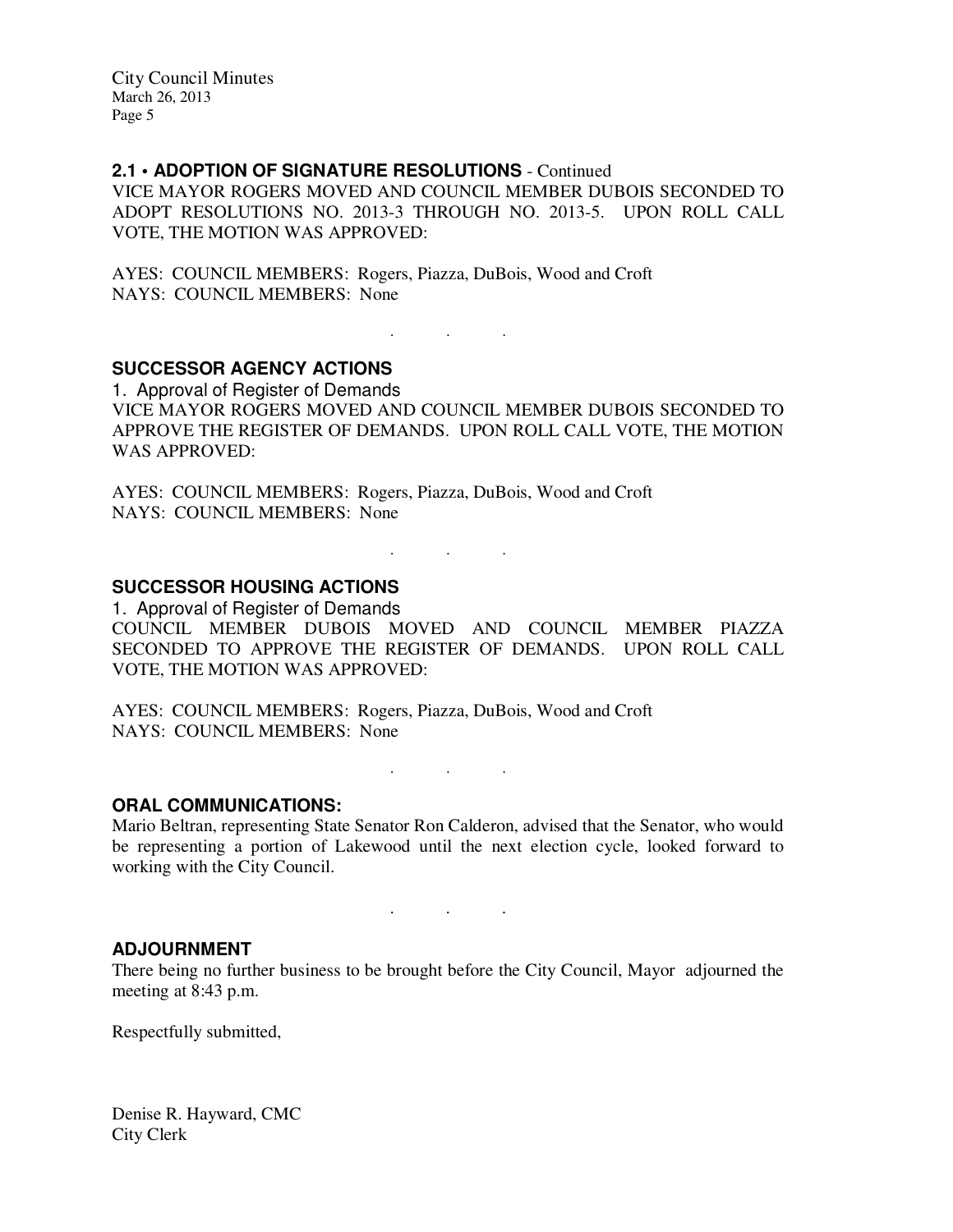### 2.1 • ADOPTION OF SIGNATURE RESOLUTIONS - Continued

VICE MAYOR ROGERS MOVED AND COUNCIL MEMBER DUBOIS SECONDED TO ADOPT RESOLUTIONS NO. 2013-3 THROUGH NO. 2013-5. UPON ROLL CALL VOTE, THE MOTION WAS APPROVED:

AYES: COUNCIL MEMBERS: Rogers, Piazza, DuBois, Wood and Croft
NAYS: COUNCIL MEMBERS: None

. . .

### SUCCESSOR AGENCY ACTIONS

1. Approval of Register of Demands

VICE MAYOR ROGERS MOVED AND COUNCIL MEMBER DUBOIS SECONDED TO APPROVE THE REGISTER OF DEMANDS. UPON ROLL CALL VOTE, THE MOTION WAS APPROVED:

AYES: COUNCIL MEMBERS: Rogers, Piazza, DuBois, Wood and Croft
NAYS: COUNCIL MEMBERS: None

. . .

### SUCCESSOR HOUSING ACTIONS

1. Approval of Register of Demands

COUNCIL MEMBER DUBOIS MOVED AND COUNCIL MEMBER PIAZZA SECONDED TO APPROVE THE REGISTER OF DEMANDS. UPON ROLL CALL VOTE, THE MOTION WAS APPROVED:

AYES: COUNCIL MEMBERS: Rogers, Piazza, DuBois, Wood and Croft
NAYS: COUNCIL MEMBERS: None

. . .

### ORAL COMMUNICATIONS:

Mario Beltran, representing State Senator Ron Calderon, advised that the Senator, who would be representing a portion of Lakewood until the next election cycle, looked forward to working with the City Council.

. . .

### ADJOURNMENT

There being no further business to be brought before the City Council, Mayor adjourned the meeting at 8:43 p.m.

Respectfully submitted,

Denise R. Hayward, CMC
City Clerk